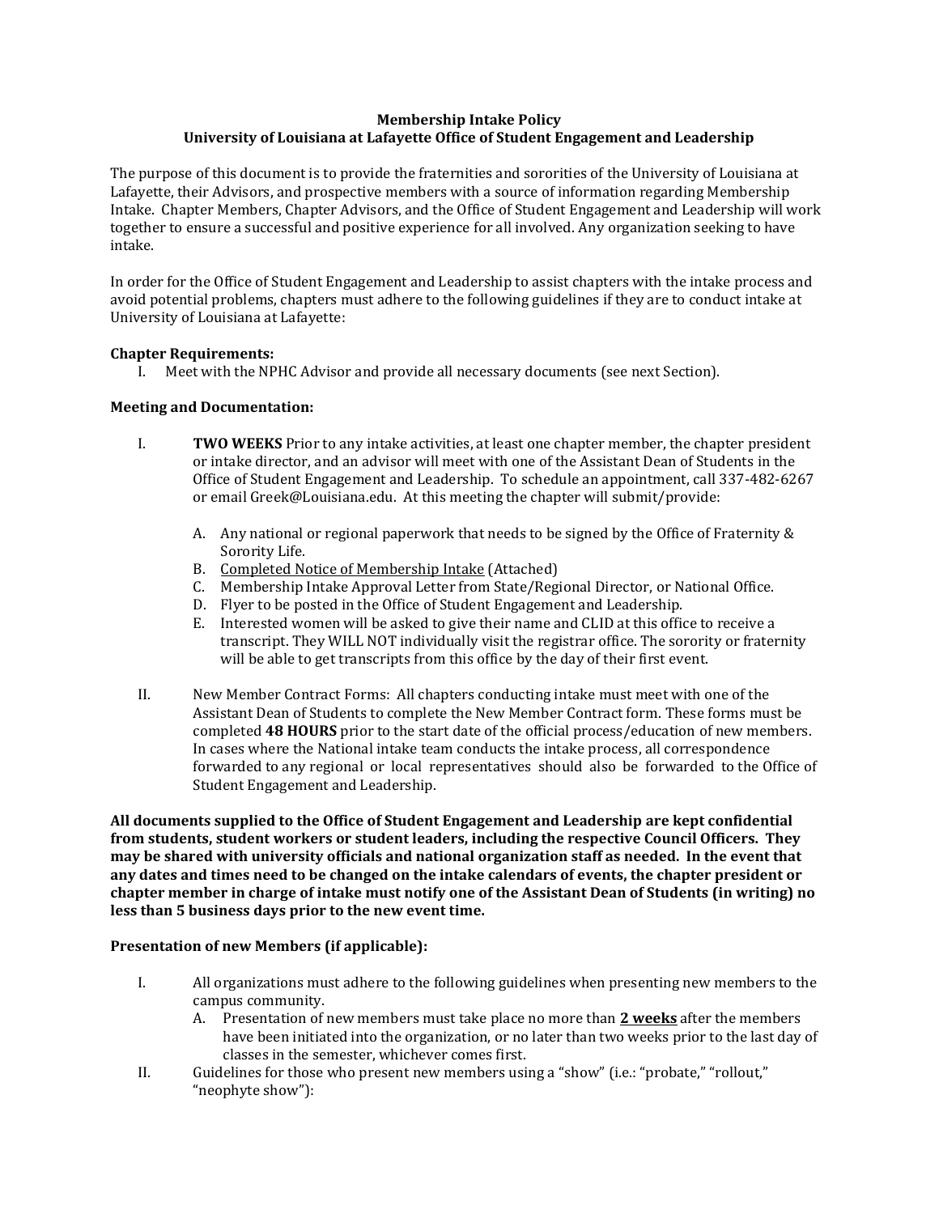**Membership Intake Policy**
**University of Louisiana at Lafayette Office of Student Engagement and Leadership**

The purpose of this document is to provide the fraternities and sororities of the University of Louisiana at Lafayette, their Advisors, and prospective members with a source of information regarding Membership Intake. Chapter Members, Chapter Advisors, and the Office of Student Engagement and Leadership will work together to ensure a successful and positive experience for all involved. Any organization seeking to have intake.

In order for the Office of Student Engagement and Leadership to assist chapters with the intake process and avoid potential problems, chapters must adhere to the following guidelines if they are to conduct intake at University of Louisiana at Lafayette:

**Chapter Requirements:**

I. Meet with the NPHC Advisor and provide all necessary documents (see next Section).

**Meeting and Documentation:**

I. **TWO WEEKS** Prior to any intake activities, at least one chapter member, the chapter president or intake director, and an advisor will meet with one of the Assistant Dean of Students in the Office of Student Engagement and Leadership. To schedule an appointment, call 337-482-6267 or email Greek@Louisiana.edu. At this meeting the chapter will submit/provide:

   A. Any national or regional paperwork that needs to be signed by the Office of Fraternity & Sorority Life.
   B. Completed Notice of Membership Intake (Attached)
   C. Membership Intake Approval Letter from State/Regional Director, or National Office.
   D. Flyer to be posted in the Office of Student Engagement and Leadership.
   E. Interested women will be asked to give their name and CLID at this office to receive a transcript. They WILL NOT individually visit the registrar office. The sorority or fraternity will be able to get transcripts from this office by the day of their first event.

II. New Member Contract Forms: All chapters conducting intake must meet with one of the Assistant Dean of Students to complete the New Member Contract form. These forms must be completed **48 HOURS** prior to the start date of the official process/education of new members. In cases where the National intake team conducts the intake process, all correspondence forwarded to any regional or local representatives should also be forwarded to the Office of Student Engagement and Leadership.

**All documents supplied to the Office of Student Engagement and Leadership are kept confidential from students, student workers or student leaders, including the respective Council Officers. They may be shared with university officials and national organization staff as needed. In the event that any dates and times need to be changed on the intake calendars of events, the chapter president or chapter member in charge of intake must notify one of the Assistant Dean of Students (in writing) no less than 5 business days prior to the new event time.**

**Presentation of new Members (if applicable):**

I. All organizations must adhere to the following guidelines when presenting new members to the campus community.

   A. Presentation of new members must take place no more than **2 weeks** after the members have been initiated into the organization, or no later than two weeks prior to the last day of classes in the semester, whichever comes first.

II. Guidelines for those who present new members using a "show" (i.e.: "probate," "rollout," "neophyte show"):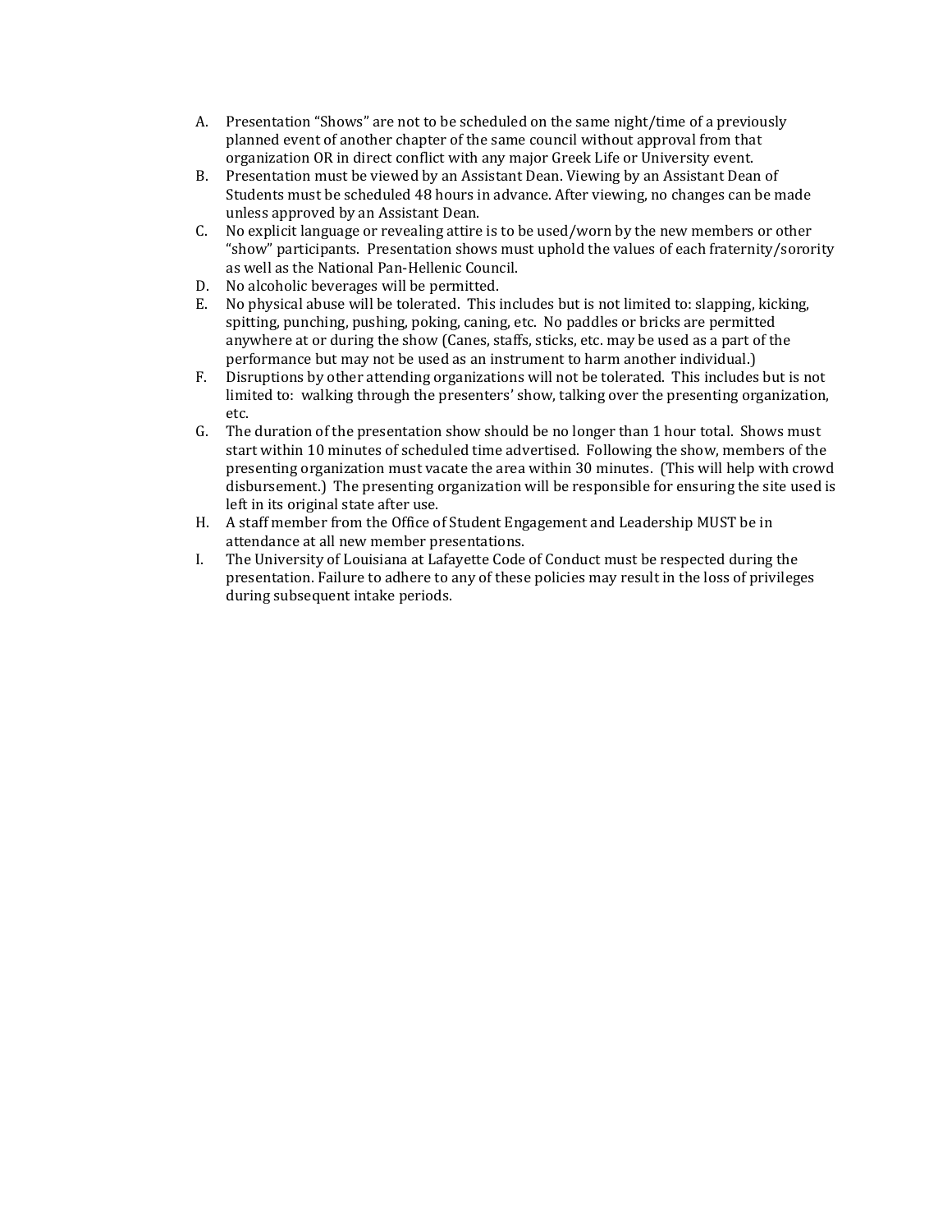A. Presentation "Shows" are not to be scheduled on the same night/time of a previously planned event of another chapter of the same council without approval from that organization OR in direct conflict with any major Greek Life or University event.
B. Presentation must be viewed by an Assistant Dean. Viewing by an Assistant Dean of Students must be scheduled 48 hours in advance. After viewing, no changes can be made unless approved by an Assistant Dean.
C. No explicit language or revealing attire is to be used/worn by the new members or other "show" participants. Presentation shows must uphold the values of each fraternity/sorority as well as the National Pan-Hellenic Council.
D. No alcoholic beverages will be permitted.
E. No physical abuse will be tolerated. This includes but is not limited to: slapping, kicking, spitting, punching, pushing, poking, caning, etc. No paddles or bricks are permitted anywhere at or during the show (Canes, staffs, sticks, etc. may be used as a part of the performance but may not be used as an instrument to harm another individual.)
F. Disruptions by other attending organizations will not be tolerated. This includes but is not limited to: walking through the presenters' show, talking over the presenting organization, etc.
G. The duration of the presentation show should be no longer than 1 hour total. Shows must start within 10 minutes of scheduled time advertised. Following the show, members of the presenting organization must vacate the area within 30 minutes. (This will help with crowd disbursement.) The presenting organization will be responsible for ensuring the site used is left in its original state after use.
H. A staff member from the Office of Student Engagement and Leadership MUST be in attendance at all new member presentations.
I. The University of Louisiana at Lafayette Code of Conduct must be respected during the presentation. Failure to adhere to any of these policies may result in the loss of privileges during subsequent intake periods.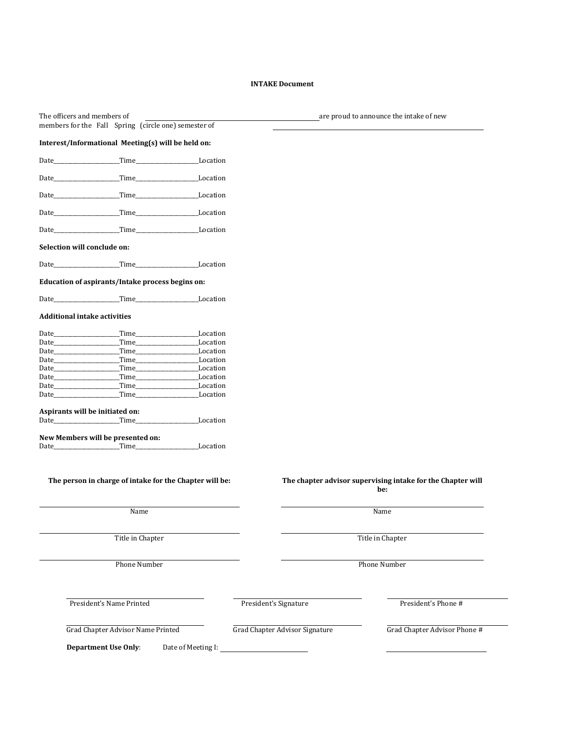**INTAKE Document**

The officers and members of ______________________________________ are proud to announce the intake of new members for the Fall Spring (circle one) semester of ______________________________________

**Interest/Informational Meeting(s) will be held on:**

Date____________________Time__________________Location

Date____________________Time__________________Location

Date____________________Time__________________Location

Date____________________Time__________________Location

Date____________________Time__________________Location

**Selection will conclude on:**

Date____________________Time__________________Location

**Education of aspirants/Intake process begins on:**

Date____________________Time__________________Location

**Additional intake activities**

Date____________________Time__________________Location
Date____________________Time__________________Location
Date____________________Time__________________Location
Date____________________Time__________________Location
Date____________________Time__________________Location
Date____________________Time__________________Location
Date____________________Time__________________Location
Date____________________Time__________________Location

**Aspirants will be initiated on:**
Date____________________Time__________________Location

**New Members will be presented on:**
Date____________________Time__________________Location

**The person in charge of intake for the Chapter will be:**

______________________________
Name

______________________________
Title in Chapter

______________________________
Phone Number

**The chapter advisor supervising intake for the Chapter will be:**

______________________________
Name

______________________________
Title in Chapter

______________________________
Phone Number

| | | |
|---|---|---|
| President's Name Printed | President's Signature | President's Phone # |
| Grad Chapter Advisor Name Printed | Grad Chapter Advisor Signature | Grad Chapter Advisor Phone # |

**Department Use Only**: Date of Meeting I: ____________________ ____________________